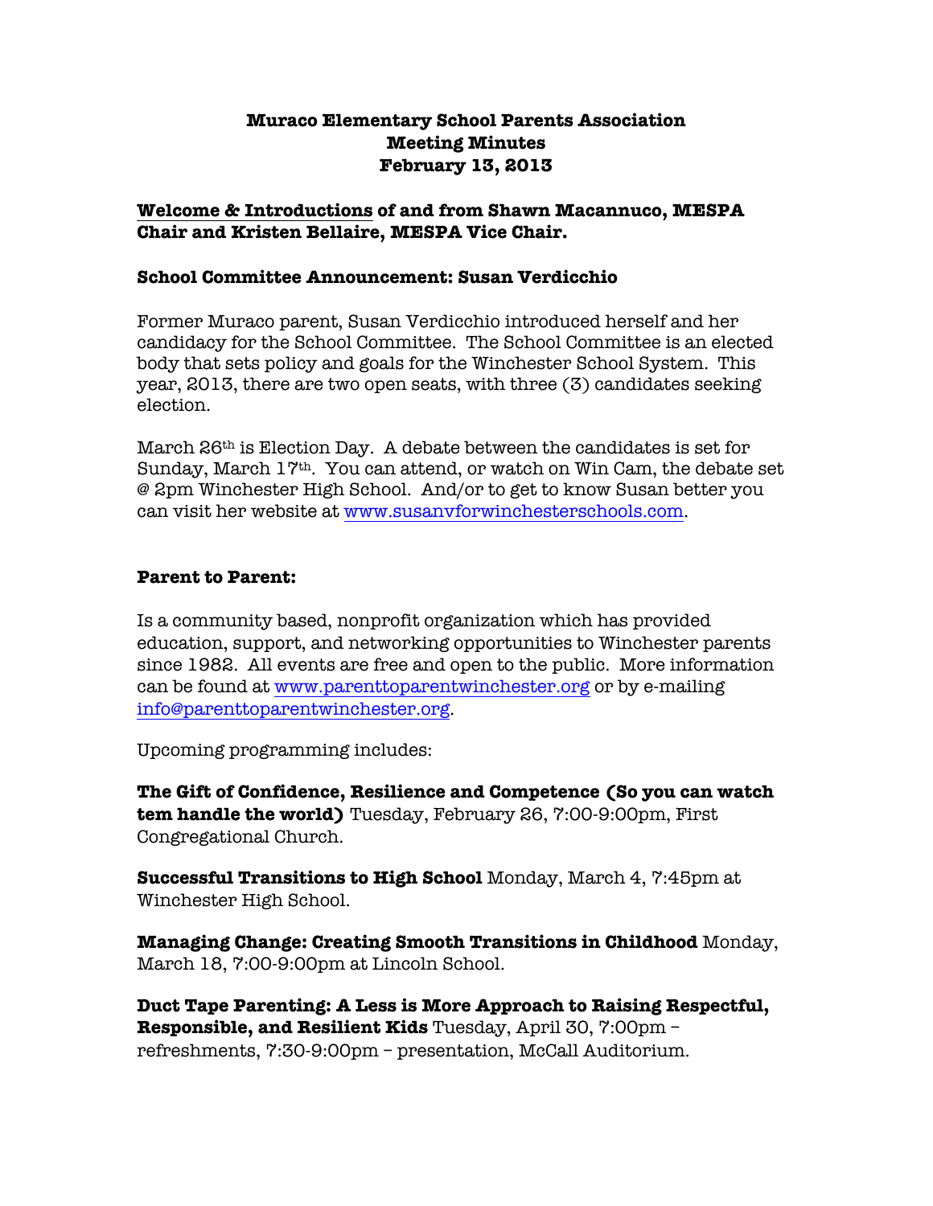# Muraco Elementary School Parents Association
## Meeting Minutes
## February 13, 2013

**Welcome & Introductions of and from Shawn Macannuco, MESPA Chair and Kristen Bellaire, MESPA Vice Chair.**

**School Committee Announcement: Susan Verdicchio**

Former Muraco parent, Susan Verdicchio introduced herself and her candidacy for the School Committee. The School Committee is an elected body that sets policy and goals for the Winchester School System. This year, 2013, there are two open seats, with three (3) candidates seeking election.

March 26th is Election Day. A debate between the candidates is set for Sunday, March 17th. You can attend, or watch on Win Cam, the debate set @ 2pm Winchester High School. And/or to get to know Susan better you can visit her website at www.susanvforwinchesterschools.com.

**Parent to Parent:**

Is a community based, nonprofit organization which has provided education, support, and networking opportunities to Winchester parents since 1982. All events are free and open to the public. More information can be found at www.parenttoparentwinchester.org or by e-mailing info@parenttoparentwinchester.org.

Upcoming programming includes:

**The Gift of Confidence, Resilience and Competence (So you can watch tem handle the world)** Tuesday, February 26, 7:00-9:00pm, First Congregational Church.

**Successful Transitions to High School** Monday, March 4, 7:45pm at Winchester High School.

**Managing Change: Creating Smooth Transitions in Childhood** Monday, March 18, 7:00-9:00pm at Lincoln School.

**Duct Tape Parenting: A Less is More Approach to Raising Respectful, Responsible, and Resilient Kids** Tuesday, April 30, 7:00pm – refreshments, 7:30-9:00pm – presentation, McCall Auditorium.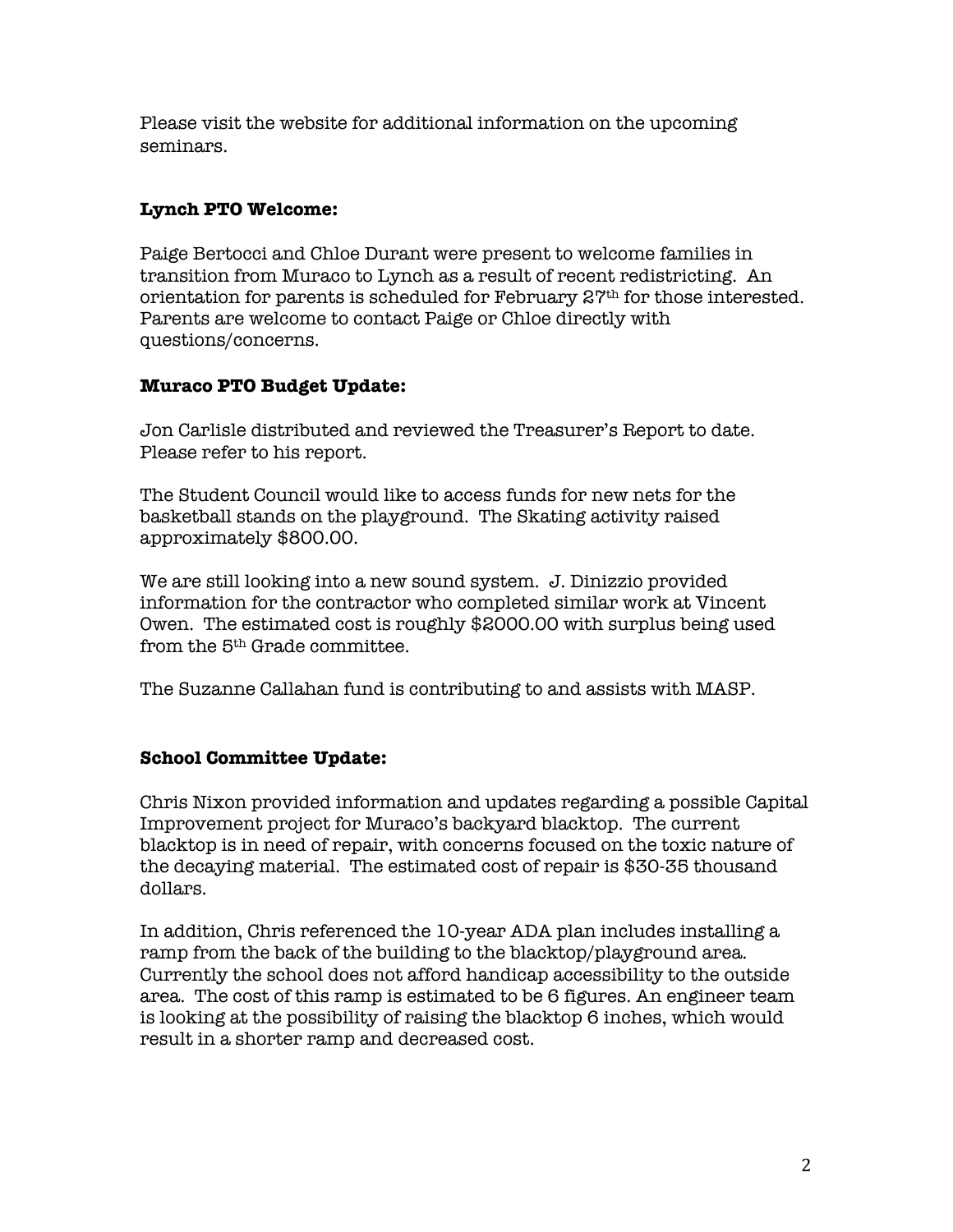Please visit the website for additional information on the upcoming seminars.

**Lynch PTO Welcome:**

Paige Bertocci and Chloe Durant were present to welcome families in transition from Muraco to Lynch as a result of recent redistricting. An orientation for parents is scheduled for February 27th for those interested. Parents are welcome to contact Paige or Chloe directly with questions/concerns.

**Muraco PTO Budget Update:**

Jon Carlisle distributed and reviewed the Treasurer's Report to date. Please refer to his report.

The Student Council would like to access funds for new nets for the basketball stands on the playground. The Skating activity raised approximately $800.00.

We are still looking into a new sound system. J. Dinizzio provided information for the contractor who completed similar work at Vincent Owen. The estimated cost is roughly $2000.00 with surplus being used from the 5th Grade committee.

The Suzanne Callahan fund is contributing to and assists with MASP.

**School Committee Update:**

Chris Nixon provided information and updates regarding a possible Capital Improvement project for Muraco's backyard blacktop. The current blacktop is in need of repair, with concerns focused on the toxic nature of the decaying material. The estimated cost of repair is $30-35 thousand dollars.

In addition, Chris referenced the 10-year ADA plan includes installing a ramp from the back of the building to the blacktop/playground area. Currently the school does not afford handicap accessibility to the outside area. The cost of this ramp is estimated to be 6 figures. An engineer team is looking at the possibility of raising the blacktop 6 inches, which would result in a shorter ramp and decreased cost.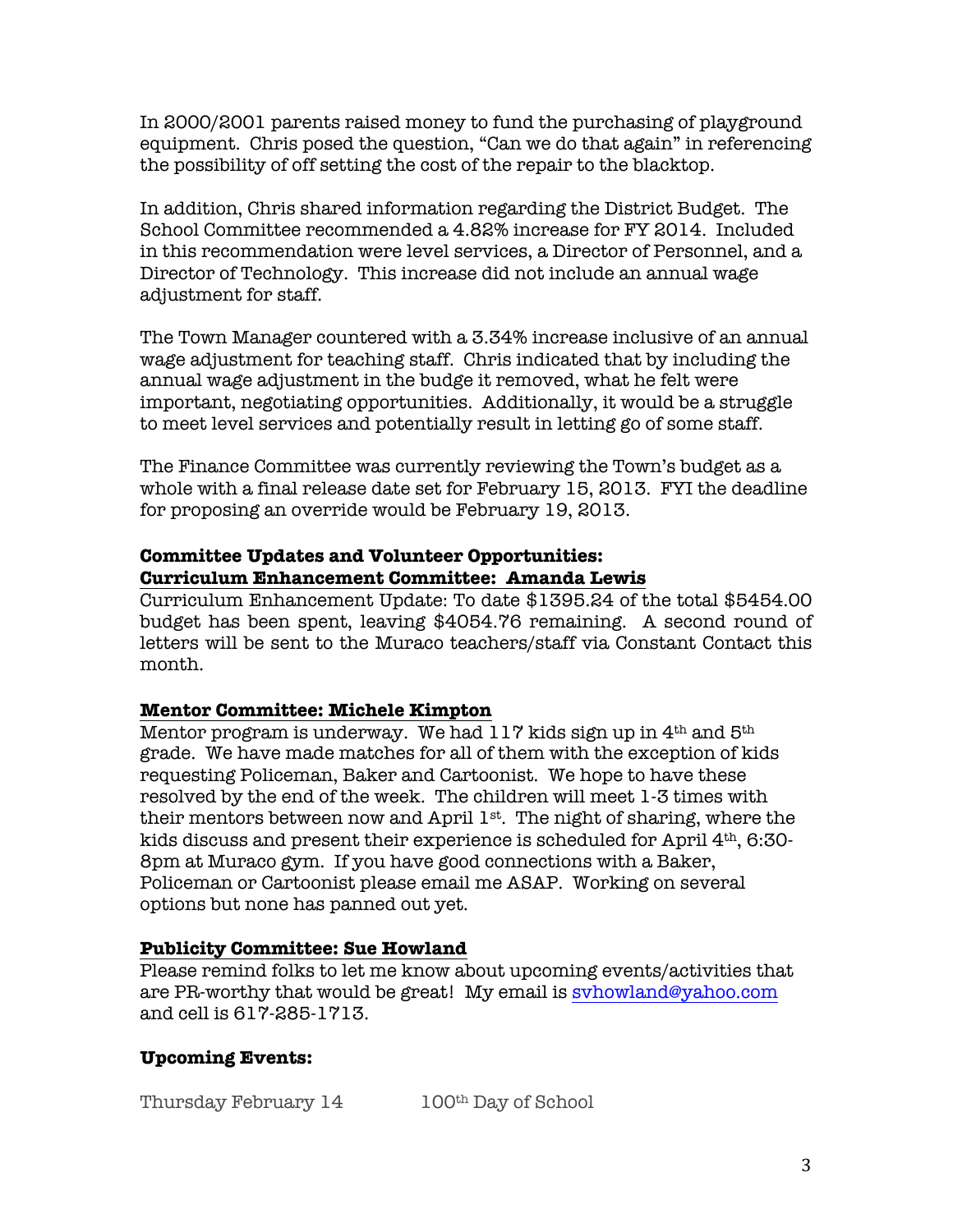In 2000/2001 parents raised money to fund the purchasing of playground equipment. Chris posed the question, "Can we do that again" in referencing the possibility of off setting the cost of the repair to the blacktop.

In addition, Chris shared information regarding the District Budget. The School Committee recommended a 4.82% increase for FY 2014. Included in this recommendation were level services, a Director of Personnel, and a Director of Technology. This increase did not include an annual wage adjustment for staff.

The Town Manager countered with a 3.34% increase inclusive of an annual wage adjustment for teaching staff. Chris indicated that by including the annual wage adjustment in the budge it removed, what he felt were important, negotiating opportunities. Additionally, it would be a struggle to meet level services and potentially result in letting go of some staff.

The Finance Committee was currently reviewing the Town's budget as a whole with a final release date set for February 15, 2013. FYI the deadline for proposing an override would be February 19, 2013.

**Committee Updates and Volunteer Opportunities:**
**Curriculum Enhancement Committee: Amanda Lewis**

Curriculum Enhancement Update: To date $1395.24 of the total $5454.00 budget has been spent, leaving $4054.76 remaining. A second round of letters will be sent to the Muraco teachers/staff via Constant Contact this month.

**Mentor Committee: Michele Kimpton**

Mentor program is underway. We had 117 kids sign up in 4th and 5th grade. We have made matches for all of them with the exception of kids requesting Policeman, Baker and Cartoonist. We hope to have these resolved by the end of the week. The children will meet 1-3 times with their mentors between now and April 1st. The night of sharing, where the kids discuss and present their experience is scheduled for April 4th, 6:30-8pm at Muraco gym. If you have good connections with a Baker, Policeman or Cartoonist please email me ASAP. Working on several options but none has panned out yet.

**Publicity Committee: Sue Howland**

Please remind folks to let me know about upcoming events/activities that are PR-worthy that would be great! My email is svhowland@yahoo.com and cell is 617-285-1713.

**Upcoming Events:**

Thursday February 14 100th Day of School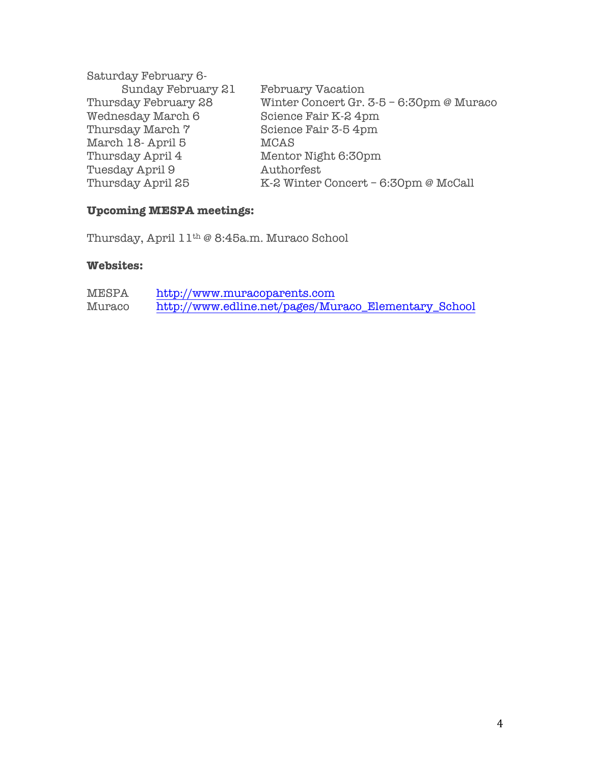| | |
|---|---|
| Saturday February 6- Sunday February 21 | February Vacation |
| Thursday February 28 | Winter Concert Gr. 3-5 – 6:30pm @ Muraco |
| Wednesday March 6 | Science Fair K-2 4pm |
| Thursday March 7 | Science Fair 3-5 4pm |
| March 18- April 5 | MCAS |
| Thursday April 4 | Mentor Night 6:30pm |
| Tuesday April 9 | Authorfest |
| Thursday April 25 | K-2 Winter Concert – 6:30pm @ McCall |

**Upcoming MESPA meetings:**

Thursday, April 11th @ 8:45a.m. Muraco School

**Websites:**

| | |
|---|---|
| MESPA | http://www.muracoparents.com |
| Muraco | http://www.edline.net/pages/Muraco_Elementary_School |